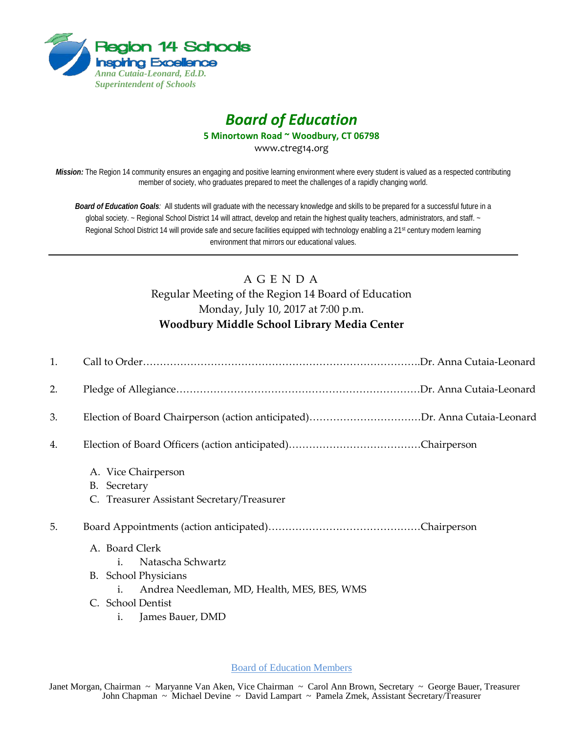Region 14 Schools
Inspiring Excellence
*Anna Cutaia-Leonard, Ed.D.*
*Superintendent of Schools*

# *Board of Education*

**5 Minortown Road ~ Woodbury, CT 06798**

www.ctreg14.org

***Mission:*** The Region 14 community ensures an engaging and positive learning environment where every student is valued as a respected contributing member of society, who graduates prepared to meet the challenges of a rapidly changing world.

***Board of Education Goals**:* All students will graduate with the necessary knowledge and skills to be prepared for a successful future in a global society. ~ Regional School District 14 will attract, develop and retain the highest quality teachers, administrators, and staff. ~ Regional School District 14 will provide safe and secure facilities equipped with technology enabling a 21st century modern learning environment that mirrors our educational values.

---

## A G E N D A

Regular Meeting of the Region 14 Board of Education
Monday, July 10, 2017 at 7:00 p.m.
**Woodbury Middle School Library Media Center**

1. Call to Order……………………………………………………………………….Dr. Anna Cutaia-Leonard
2. Pledge of Allegiance……………………………………………………………….Dr. Anna Cutaia-Leonard
3. Election of Board Chairperson (action anticipated)……………………………Dr. Anna Cutaia-Leonard
4. Election of Board Officers (action anticipated)…………………………………Chairperson
   - A. Vice Chairperson
   - B. Secretary
   - C. Treasurer Assistant Secretary/Treasurer
5. Board Appointments (action anticipated)………………………………………Chairperson
   - A. Board Clerk
     - i. Natascha Schwartz
   - B. School Physicians
     - i. Andrea Needleman, MD, Health, MES, BES, WMS
   - C. School Dentist
     - i. James Bauer, DMD

Board of Education Members

Janet Morgan, Chairman ~ Maryanne Van Aken, Vice Chairman ~ Carol Ann Brown, Secretary ~ George Bauer, Treasurer
John Chapman ~ Michael Devine ~ David Lampart ~ Pamela Zmek, Assistant Secretary/Treasurer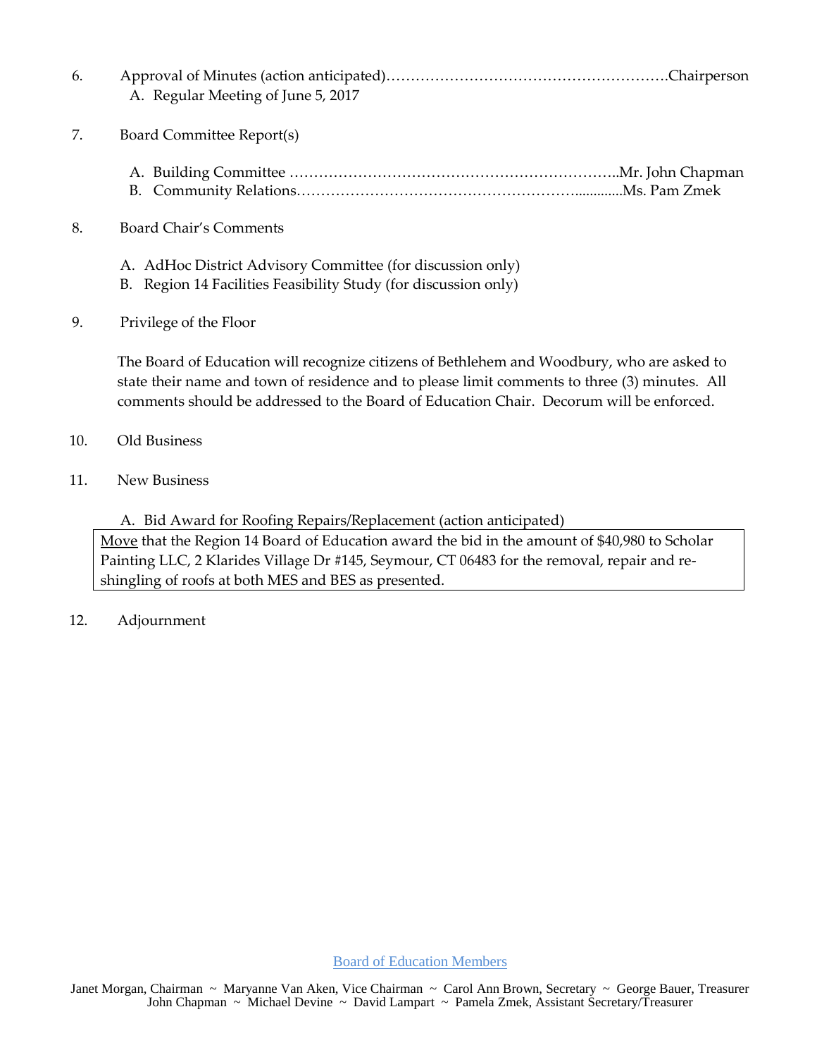6. Approval of Minutes (action anticipated)………………………………………………….Chairperson
   A. Regular Meeting of June 5, 2017

7. Board Committee Report(s)

   A. Building Committee …………………………………………………………..Mr. John Chapman
   B. Community Relations…………………………………………………..............Ms. Pam Zmek

8. Board Chair's Comments

   A. AdHoc District Advisory Committee (for discussion only)
   B. Region 14 Facilities Feasibility Study (for discussion only)

9. Privilege of the Floor

   The Board of Education will recognize citizens of Bethlehem and Woodbury, who are asked to state their name and town of residence and to please limit comments to three (3) minutes. All comments should be addressed to the Board of Education Chair. Decorum will be enforced.

10. Old Business

11. New Business

    A. Bid Award for Roofing Repairs/Replacement (action anticipated)

| |
|---|
| Move that the Region 14 Board of Education award the bid in the amount of $40,980 to Scholar Painting LLC, 2 Klarides Village Dr #145, Seymour, CT 06483 for the removal, repair and re-shingling of roofs at both MES and BES as presented. |

12. Adjournment

Board of Education Members

Janet Morgan, Chairman ~ Maryanne Van Aken, Vice Chairman ~ Carol Ann Brown, Secretary ~ George Bauer, Treasurer
John Chapman ~ Michael Devine ~ David Lampart ~ Pamela Zmek, Assistant Secretary/Treasurer